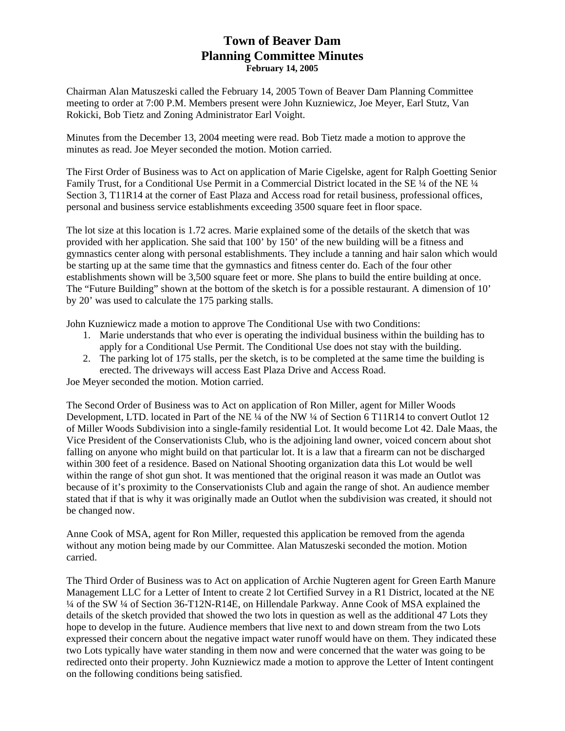# Town of Beaver Dam
# Planning Committee Minutes
**February 14, 2005**

Chairman Alan Matuszeski called the February 14, 2005 Town of Beaver Dam Planning Committee meeting to order at 7:00 P.M. Members present were John Kuzniewicz, Joe Meyer, Earl Stutz, Van Rokicki, Bob Tietz and Zoning Administrator Earl Voight.

Minutes from the December 13, 2004 meeting were read. Bob Tietz made a motion to approve the minutes as read. Joe Meyer seconded the motion. Motion carried.

The First Order of Business was to Act on application of Marie Cigelske, agent for Ralph Goetting Senior Family Trust, for a Conditional Use Permit in a Commercial District located in the SE ¼ of the NE ¼ Section 3, T11R14 at the corner of East Plaza and Access road for retail business, professional offices, personal and business service establishments exceeding 3500 square feet in floor space.

The lot size at this location is 1.72 acres. Marie explained some of the details of the sketch that was provided with her application. She said that 100' by 150' of the new building will be a fitness and gymnastics center along with personal establishments. They include a tanning and hair salon which would be starting up at the same time that the gymnastics and fitness center do. Each of the four other establishments shown will be 3,500 square feet or more. She plans to build the entire building at once. The "Future Building" shown at the bottom of the sketch is for a possible restaurant. A dimension of 10' by 20' was used to calculate the 175 parking stalls.

John Kuzniewicz made a motion to approve The Conditional Use with two Conditions:

1. Marie understands that who ever is operating the individual business within the building has to apply for a Conditional Use Permit. The Conditional Use does not stay with the building.
2. The parking lot of 175 stalls, per the sketch, is to be completed at the same time the building is erected. The driveways will access East Plaza Drive and Access Road.

Joe Meyer seconded the motion. Motion carried.

The Second Order of Business was to Act on application of Ron Miller, agent for Miller Woods Development, LTD. located in Part of the NE ¼ of the NW ¼ of Section 6 T11R14 to convert Outlot 12 of Miller Woods Subdivision into a single-family residential Lot. It would become Lot 42. Dale Maas, the Vice President of the Conservationists Club, who is the adjoining land owner, voiced concern about shot falling on anyone who might build on that particular lot. It is a law that a firearm can not be discharged within 300 feet of a residence. Based on National Shooting organization data this Lot would be well within the range of shot gun shot. It was mentioned that the original reason it was made an Outlot was because of it's proximity to the Conservationists Club and again the range of shot. An audience member stated that if that is why it was originally made an Outlot when the subdivision was created, it should not be changed now.

Anne Cook of MSA, agent for Ron Miller, requested this application be removed from the agenda without any motion being made by our Committee. Alan Matuszeski seconded the motion. Motion carried.

The Third Order of Business was to Act on application of Archie Nugteren agent for Green Earth Manure Management LLC for a Letter of Intent to create 2 lot Certified Survey in a R1 District, located at the NE ¼ of the SW ¼ of Section 36-T12N-R14E, on Hillendale Parkway. Anne Cook of MSA explained the details of the sketch provided that showed the two lots in question as well as the additional 47 Lots they hope to develop in the future. Audience members that live next to and down stream from the two Lots expressed their concern about the negative impact water runoff would have on them. They indicated these two Lots typically have water standing in them now and were concerned that the water was going to be redirected onto their property. John Kuzniewicz made a motion to approve the Letter of Intent contingent on the following conditions being satisfied.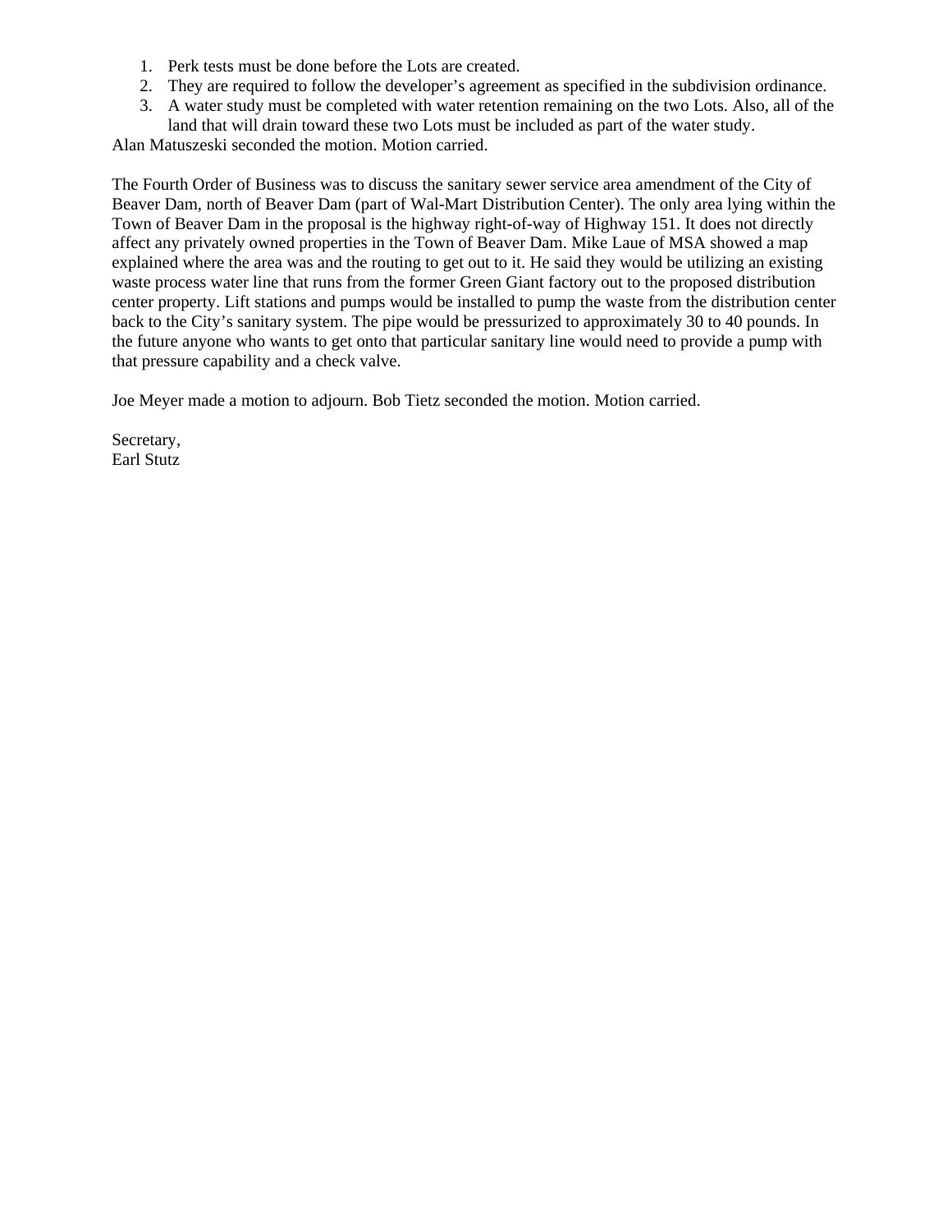1. Perk tests must be done before the Lots are created.
2. They are required to follow the developer's agreement as specified in the subdivision ordinance.
3. A water study must be completed with water retention remaining on the two Lots. Also, all of the land that will drain toward these two Lots must be included as part of the water study.

Alan Matuszeski seconded the motion. Motion carried.

The Fourth Order of Business was to discuss the sanitary sewer service area amendment of the City of Beaver Dam, north of Beaver Dam (part of Wal-Mart Distribution Center). The only area lying within the Town of Beaver Dam in the proposal is the highway right-of-way of Highway 151. It does not directly affect any privately owned properties in the Town of Beaver Dam. Mike Laue of MSA showed a map explained where the area was and the routing to get out to it. He said they would be utilizing an existing waste process water line that runs from the former Green Giant factory out to the proposed distribution center property. Lift stations and pumps would be installed to pump the waste from the distribution center back to the City's sanitary system. The pipe would be pressurized to approximately 30 to 40 pounds. In the future anyone who wants to get onto that particular sanitary line would need to provide a pump with that pressure capability and a check valve.

Joe Meyer made a motion to adjourn. Bob Tietz seconded the motion. Motion carried.

Secretary,
Earl Stutz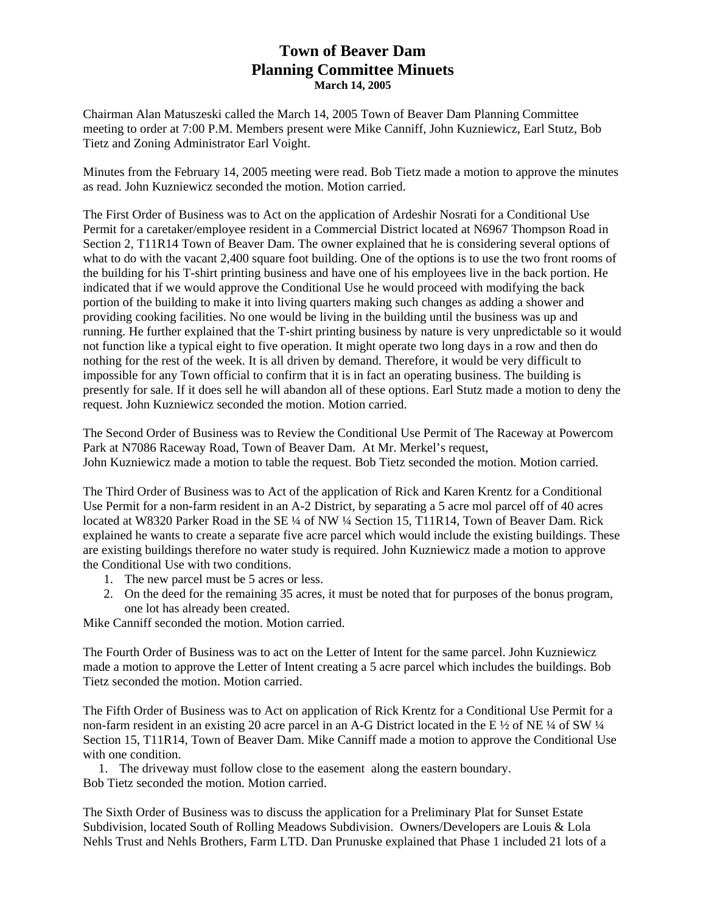# Town of Beaver Dam
# Planning Committee Minuets
**March 14, 2005**

Chairman Alan Matuszeski called the March 14, 2005 Town of Beaver Dam Planning Committee meeting to order at 7:00 P.M. Members present were Mike Canniff, John Kuzniewicz, Earl Stutz, Bob Tietz and Zoning Administrator Earl Voight.

Minutes from the February 14, 2005 meeting were read. Bob Tietz made a motion to approve the minutes as read. John Kuzniewicz seconded the motion. Motion carried.

The First Order of Business was to Act on the application of Ardeshir Nosrati for a Conditional Use Permit for a caretaker/employee resident in a Commercial District located at N6967 Thompson Road in Section 2, T11R14 Town of Beaver Dam. The owner explained that he is considering several options of what to do with the vacant 2,400 square foot building. One of the options is to use the two front rooms of the building for his T-shirt printing business and have one of his employees live in the back portion. He indicated that if we would approve the Conditional Use he would proceed with modifying the back portion of the building to make it into living quarters making such changes as adding a shower and providing cooking facilities. No one would be living in the building until the business was up and running. He further explained that the T-shirt printing business by nature is very unpredictable so it would not function like a typical eight to five operation. It might operate two long days in a row and then do nothing for the rest of the week. It is all driven by demand. Therefore, it would be very difficult to impossible for any Town official to confirm that it is in fact an operating business. The building is presently for sale. If it does sell he will abandon all of these options. Earl Stutz made a motion to deny the request. John Kuzniewicz seconded the motion. Motion carried.

The Second Order of Business was to Review the Conditional Use Permit of The Raceway at Powercom Park at N7086 Raceway Road, Town of Beaver Dam. At Mr. Merkel's request,
John Kuzniewicz made a motion to table the request. Bob Tietz seconded the motion. Motion carried.

The Third Order of Business was to Act of the application of Rick and Karen Krentz for a Conditional Use Permit for a non-farm resident in an A-2 District, by separating a 5 acre mol parcel off of 40 acres located at W8320 Parker Road in the SE ¼ of NW ¼ Section 15, T11R14, Town of Beaver Dam. Rick explained he wants to create a separate five acre parcel which would include the existing buildings. These are existing buildings therefore no water study is required. John Kuzniewicz made a motion to approve the Conditional Use with two conditions.

1. The new parcel must be 5 acres or less.
2. On the deed for the remaining 35 acres, it must be noted that for purposes of the bonus program, one lot has already been created.

Mike Canniff seconded the motion. Motion carried.

The Fourth Order of Business was to act on the Letter of Intent for the same parcel. John Kuzniewicz made a motion to approve the Letter of Intent creating a 5 acre parcel which includes the buildings. Bob Tietz seconded the motion. Motion carried.

The Fifth Order of Business was to Act on application of Rick Krentz for a Conditional Use Permit for a non-farm resident in an existing 20 acre parcel in an A-G District located in the E ½ of NE ¼ of SW ¼ Section 15, T11R14, Town of Beaver Dam. Mike Canniff made a motion to approve the Conditional Use with one condition.

1. The driveway must follow close to the easement along the eastern boundary.

Bob Tietz seconded the motion. Motion carried.

The Sixth Order of Business was to discuss the application for a Preliminary Plat for Sunset Estate Subdivision, located South of Rolling Meadows Subdivision. Owners/Developers are Louis & Lola Nehls Trust and Nehls Brothers, Farm LTD. Dan Prunuske explained that Phase 1 included 21 lots of a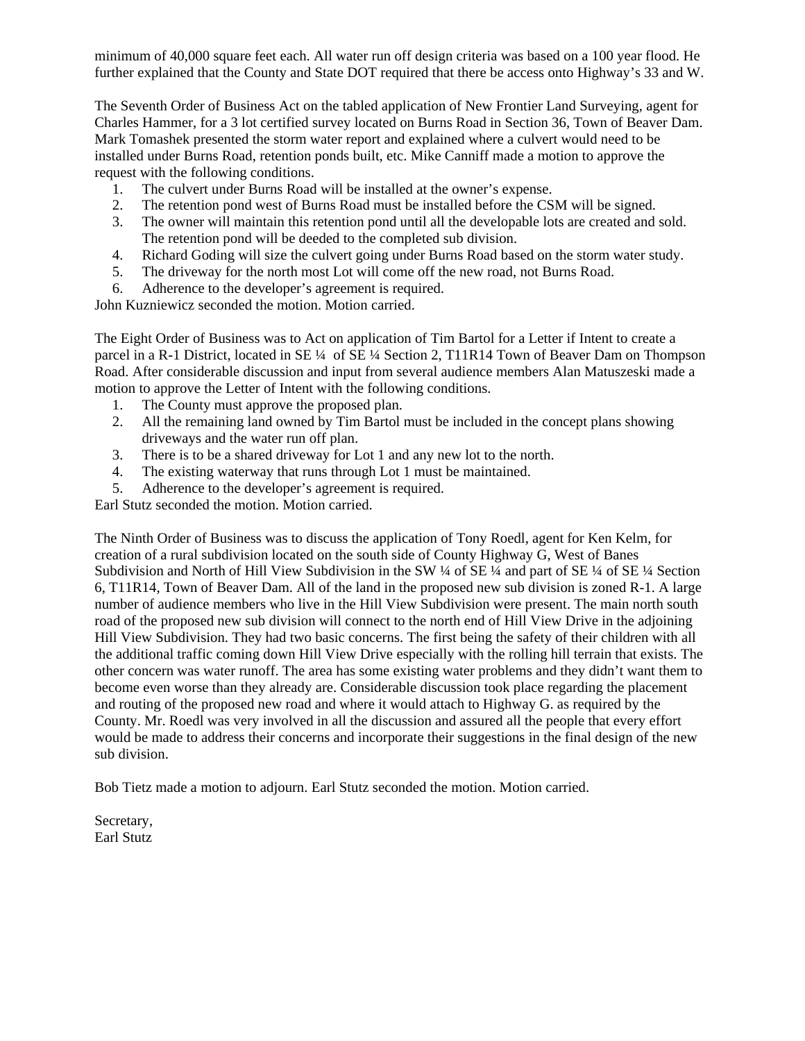minimum of 40,000 square feet each. All water run off design criteria was based on a 100 year flood. He further explained that the County and State DOT required that there be access onto Highway's 33 and W.

The Seventh Order of Business Act on the tabled application of New Frontier Land Surveying, agent for Charles Hammer, for a 3 lot certified survey located on Burns Road in Section 36, Town of Beaver Dam. Mark Tomashek presented the storm water report and explained where a culvert would need to be installed under Burns Road, retention ponds built, etc. Mike Canniff made a motion to approve the request with the following conditions.

1. The culvert under Burns Road will be installed at the owner's expense.
2. The retention pond west of Burns Road must be installed before the CSM will be signed.
3. The owner will maintain this retention pond until all the developable lots are created and sold. The retention pond will be deeded to the completed sub division.
4. Richard Goding will size the culvert going under Burns Road based on the storm water study.
5. The driveway for the north most Lot will come off the new road, not Burns Road.
6. Adherence to the developer's agreement is required.

John Kuzniewicz seconded the motion. Motion carried.

The Eight Order of Business was to Act on application of Tim Bartol for a Letter if Intent to create a parcel in a R-1 District, located in SE ¼ of SE ¼ Section 2, T11R14 Town of Beaver Dam on Thompson Road. After considerable discussion and input from several audience members Alan Matuszeski made a motion to approve the Letter of Intent with the following conditions.

1. The County must approve the proposed plan.
2. All the remaining land owned by Tim Bartol must be included in the concept plans showing driveways and the water run off plan.
3. There is to be a shared driveway for Lot 1 and any new lot to the north.
4. The existing waterway that runs through Lot 1 must be maintained.
5. Adherence to the developer's agreement is required.

Earl Stutz seconded the motion. Motion carried.

The Ninth Order of Business was to discuss the application of Tony Roedl, agent for Ken Kelm, for creation of a rural subdivision located on the south side of County Highway G, West of Banes Subdivision and North of Hill View Subdivision in the SW ¼ of SE ¼ and part of SE ¼ of SE ¼ Section 6, T11R14, Town of Beaver Dam. All of the land in the proposed new sub division is zoned R-1. A large number of audience members who live in the Hill View Subdivision were present. The main north south road of the proposed new sub division will connect to the north end of Hill View Drive in the adjoining Hill View Subdivision. They had two basic concerns. The first being the safety of their children with all the additional traffic coming down Hill View Drive especially with the rolling hill terrain that exists. The other concern was water runoff. The area has some existing water problems and they didn't want them to become even worse than they already are. Considerable discussion took place regarding the placement and routing of the proposed new road and where it would attach to Highway G. as required by the County. Mr. Roedl was very involved in all the discussion and assured all the people that every effort would be made to address their concerns and incorporate their suggestions in the final design of the new sub division.

Bob Tietz made a motion to adjourn. Earl Stutz seconded the motion. Motion carried.

Secretary,
Earl Stutz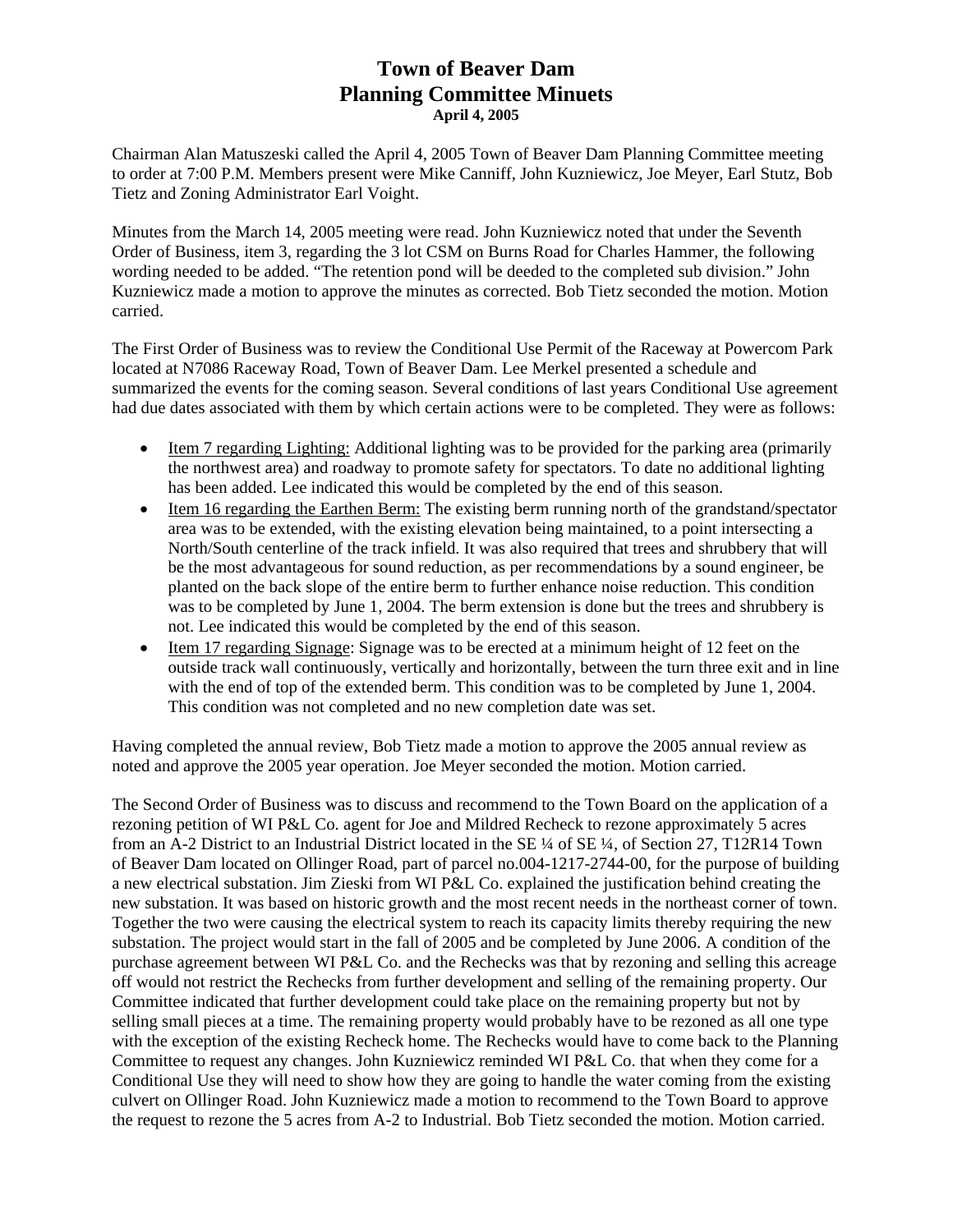# Town of Beaver Dam
# Planning Committee Minuets
**April 4, 2005**

Chairman Alan Matuszeski called the April 4, 2005 Town of Beaver Dam Planning Committee meeting to order at 7:00 P.M. Members present were Mike Canniff, John Kuzniewicz, Joe Meyer, Earl Stutz, Bob Tietz and Zoning Administrator Earl Voight.

Minutes from the March 14, 2005 meeting were read. John Kuzniewicz noted that under the Seventh Order of Business, item 3, regarding the 3 lot CSM on Burns Road for Charles Hammer, the following wording needed to be added. "The retention pond will be deeded to the completed sub division." John Kuzniewicz made a motion to approve the minutes as corrected. Bob Tietz seconded the motion. Motion carried.

The First Order of Business was to review the Conditional Use Permit of the Raceway at Powercom Park located at N7086 Raceway Road, Town of Beaver Dam. Lee Merkel presented a schedule and summarized the events for the coming season. Several conditions of last years Conditional Use agreement had due dates associated with them by which certain actions were to be completed. They were as follows:

- <u>Item 7 regarding Lighting:</u> Additional lighting was to be provided for the parking area (primarily the northwest area) and roadway to promote safety for spectators. To date no additional lighting has been added. Lee indicated this would be completed by the end of this season.
- <u>Item 16 regarding the Earthen Berm:</u> The existing berm running north of the grandstand/spectator area was to be extended, with the existing elevation being maintained, to a point intersecting a North/South centerline of the track infield. It was also required that trees and shrubbery that will be the most advantageous for sound reduction, as per recommendations by a sound engineer, be planted on the back slope of the entire berm to further enhance noise reduction. This condition was to be completed by June 1, 2004. The berm extension is done but the trees and shrubbery is not. Lee indicated this would be completed by the end of this season.
- <u>Item 17 regarding Signage</u>: Signage was to be erected at a minimum height of 12 feet on the outside track wall continuously, vertically and horizontally, between the turn three exit and in line with the end of top of the extended berm. This condition was to be completed by June 1, 2004. This condition was not completed and no new completion date was set.

Having completed the annual review, Bob Tietz made a motion to approve the 2005 annual review as noted and approve the 2005 year operation. Joe Meyer seconded the motion. Motion carried.

The Second Order of Business was to discuss and recommend to the Town Board on the application of a rezoning petition of WI P&L Co. agent for Joe and Mildred Recheck to rezone approximately 5 acres from an A-2 District to an Industrial District located in the SE ¼ of SE ¼, of Section 27, T12R14 Town of Beaver Dam located on Ollinger Road, part of parcel no.004-1217-2744-00, for the purpose of building a new electrical substation. Jim Zieski from WI P&L Co. explained the justification behind creating the new substation. It was based on historic growth and the most recent needs in the northeast corner of town. Together the two were causing the electrical system to reach its capacity limits thereby requiring the new substation. The project would start in the fall of 2005 and be completed by June 2006. A condition of the purchase agreement between WI P&L Co. and the Rechecks was that by rezoning and selling this acreage off would not restrict the Rechecks from further development and selling of the remaining property. Our Committee indicated that further development could take place on the remaining property but not by selling small pieces at a time. The remaining property would probably have to be rezoned as all one type with the exception of the existing Recheck home. The Rechecks would have to come back to the Planning Committee to request any changes. John Kuzniewicz reminded WI P&L Co. that when they come for a Conditional Use they will need to show how they are going to handle the water coming from the existing culvert on Ollinger Road. John Kuzniewicz made a motion to recommend to the Town Board to approve the request to rezone the 5 acres from A-2 to Industrial. Bob Tietz seconded the motion. Motion carried.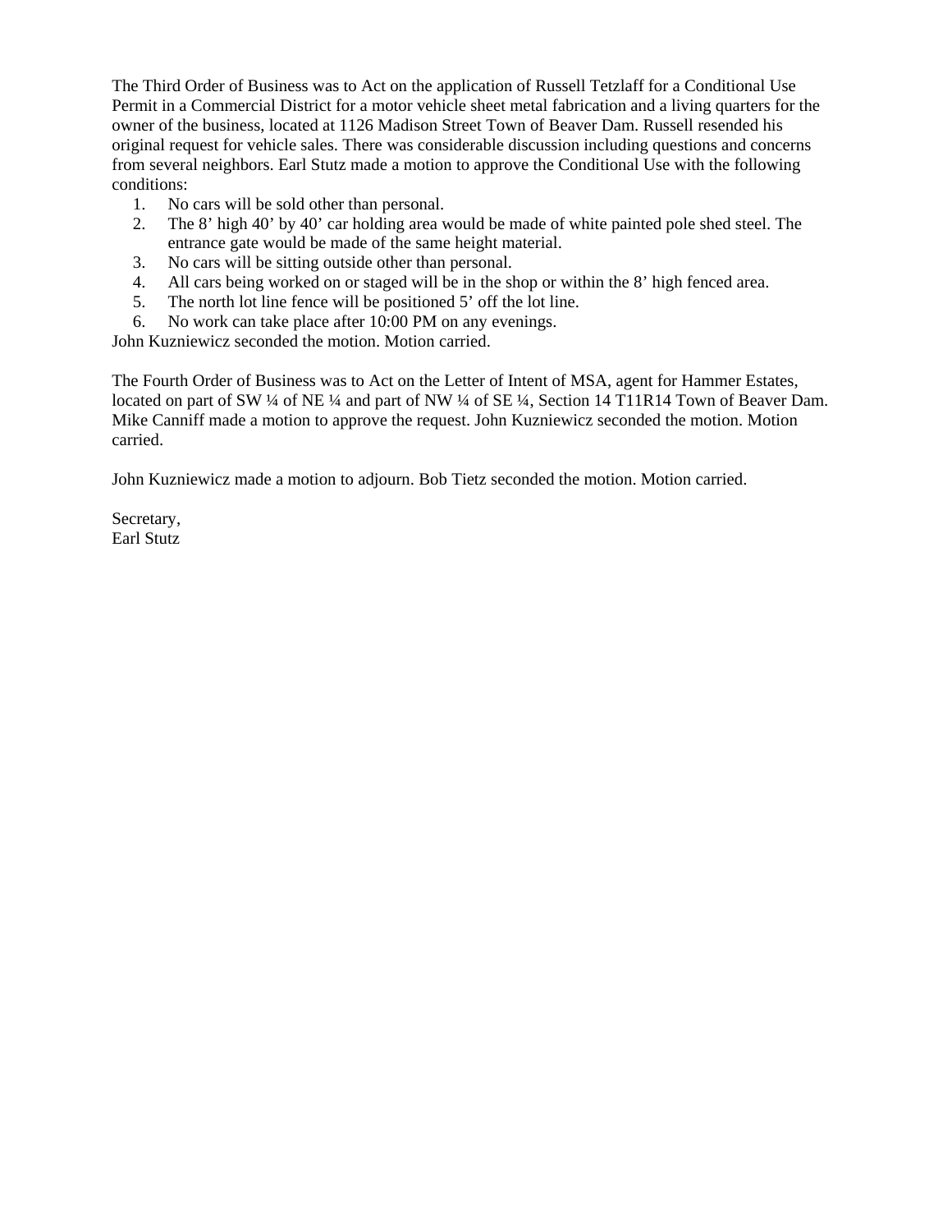The Third Order of Business was to Act on the application of Russell Tetzlaff for a Conditional Use Permit in a Commercial District for a motor vehicle sheet metal fabrication and a living quarters for the owner of the business, located at 1126 Madison Street Town of Beaver Dam. Russell resended his original request for vehicle sales. There was considerable discussion including questions and concerns from several neighbors. Earl Stutz made a motion to approve the Conditional Use with the following conditions:

1. No cars will be sold other than personal.
2. The 8' high 40' by 40' car holding area would be made of white painted pole shed steel. The entrance gate would be made of the same height material.
3. No cars will be sitting outside other than personal.
4. All cars being worked on or staged will be in the shop or within the 8' high fenced area.
5. The north lot line fence will be positioned 5' off the lot line.
6. No work can take place after 10:00 PM on any evenings.

John Kuzniewicz seconded the motion. Motion carried.

The Fourth Order of Business was to Act on the Letter of Intent of MSA, agent for Hammer Estates, located on part of SW ¼ of NE ¼ and part of NW ¼ of SE ¼, Section 14 T11R14 Town of Beaver Dam. Mike Canniff made a motion to approve the request. John Kuzniewicz seconded the motion. Motion carried.

John Kuzniewicz made a motion to adjourn. Bob Tietz seconded the motion. Motion carried.

Secretary,
Earl Stutz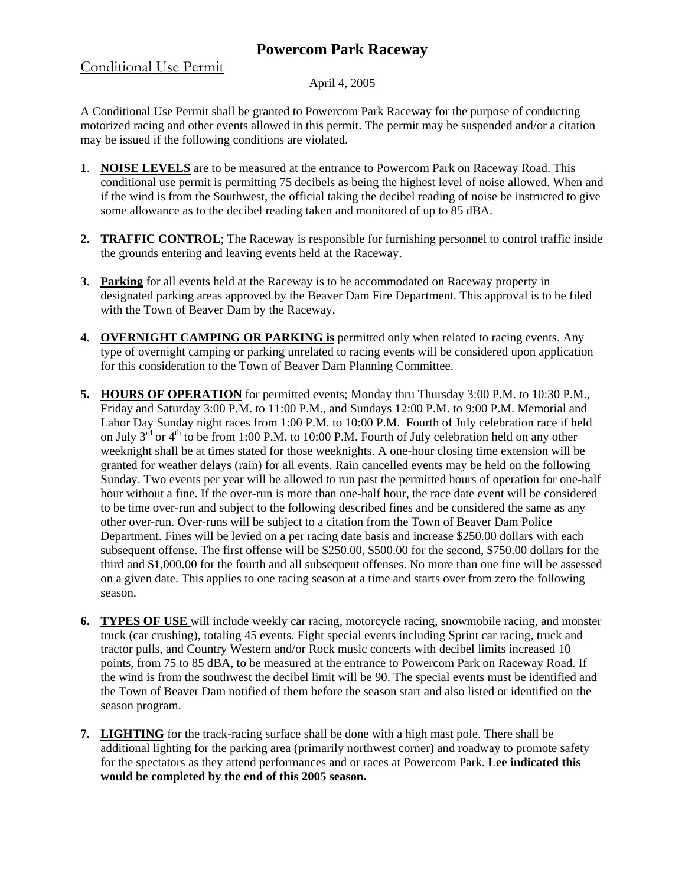# Powercom Park Raceway

## Conditional Use Permit

April 4, 2005

A Conditional Use Permit shall be granted to Powercom Park Raceway for the purpose of conducting motorized racing and other events allowed in this permit. The permit may be suspended and/or a citation may be issued if the following conditions are violated.

1. **NOISE LEVELS** are to be measured at the entrance to Powercom Park on Raceway Road. This conditional use permit is permitting 75 decibels as being the highest level of noise allowed. When and if the wind is from the Southwest, the official taking the decibel reading of noise be instructed to give some allowance as to the decibel reading taken and monitored of up to 85 dBA.

2. **TRAFFIC CONTROL**; The Raceway is responsible for furnishing personnel to control traffic inside the grounds entering and leaving events held at the Raceway.

3. **Parking** for all events held at the Raceway is to be accommodated on Raceway property in designated parking areas approved by the Beaver Dam Fire Department. This approval is to be filed with the Town of Beaver Dam by the Raceway.

4. **OVERNIGHT CAMPING OR PARKING is** permitted only when related to racing events. Any type of overnight camping or parking unrelated to racing events will be considered upon application for this consideration to the Town of Beaver Dam Planning Committee.

5. **HOURS OF OPERATION** for permitted events; Monday thru Thursday 3:00 P.M. to 10:30 P.M., Friday and Saturday 3:00 P.M. to 11:00 P.M., and Sundays 12:00 P.M. to 9:00 P.M. Memorial and Labor Day Sunday night races from 1:00 P.M. to 10:00 P.M. Fourth of July celebration race if held on July 3rd or 4th to be from 1:00 P.M. to 10:00 P.M. Fourth of July celebration held on any other weeknight shall be at times stated for those weeknights. A one-hour closing time extension will be granted for weather delays (rain) for all events. Rain cancelled events may be held on the following Sunday. Two events per year will be allowed to run past the permitted hours of operation for one-half hour without a fine. If the over-run is more than one-half hour, the race date event will be considered to be time over-run and subject to the following described fines and be considered the same as any other over-run. Over-runs will be subject to a citation from the Town of Beaver Dam Police Department. Fines will be levied on a per racing date basis and increase $250.00 dollars with each subsequent offense. The first offense will be $250.00, $500.00 for the second, $750.00 dollars for the third and $1,000.00 for the fourth and all subsequent offenses. No more than one fine will be assessed on a given date. This applies to one racing season at a time and starts over from zero the following season.

6. **TYPES OF USE** will include weekly car racing, motorcycle racing, snowmobile racing, and monster truck (car crushing), totaling 45 events. Eight special events including Sprint car racing, truck and tractor pulls, and Country Western and/or Rock music concerts with decibel limits increased 10 points, from 75 to 85 dBA, to be measured at the entrance to Powercom Park on Raceway Road. If the wind is from the southwest the decibel limit will be 90. The special events must be identified and the Town of Beaver Dam notified of them before the season start and also listed or identified on the season program.

7. **LIGHTING** for the track-racing surface shall be done with a high mast pole. There shall be additional lighting for the parking area (primarily northwest corner) and roadway to promote safety for the spectators as they attend performances and or races at Powercom Park. **Lee indicated this would be completed by the end of this 2005 season.**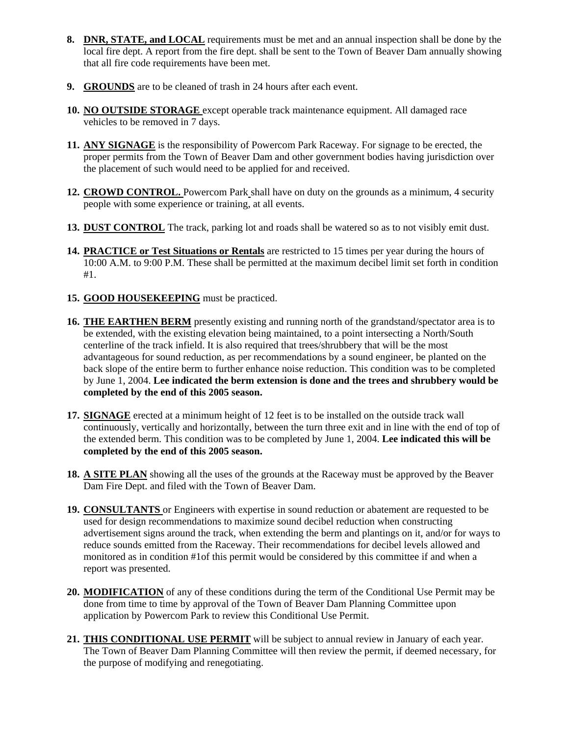8. **DNR, STATE, and LOCAL** requirements must be met and an annual inspection shall be done by the local fire dept. A report from the fire dept. shall be sent to the Town of Beaver Dam annually showing that all fire code requirements have been met.

9. **GROUNDS** are to be cleaned of trash in 24 hours after each event.

10. **NO OUTSIDE STORAGE** except operable track maintenance equipment. All damaged race vehicles to be removed in 7 days.

11. **ANY SIGNAGE** is the responsibility of Powercom Park Raceway. For signage to be erected, the proper permits from the Town of Beaver Dam and other government bodies having jurisdiction over the placement of such would need to be applied for and received.

12. **CROWD CONTROL.** Powercom Park shall have on duty on the grounds as a minimum, 4 security people with some experience or training, at all events.

13. **DUST CONTROL** The track, parking lot and roads shall be watered so as to not visibly emit dust.

14. **PRACTICE or Test Situations or Rentals** are restricted to 15 times per year during the hours of 10:00 A.M. to 9:00 P.M. These shall be permitted at the maximum decibel limit set forth in condition #1.

15. **GOOD HOUSEKEEPING** must be practiced.

16. **THE EARTHEN BERM** presently existing and running north of the grandstand/spectator area is to be extended, with the existing elevation being maintained, to a point intersecting a North/South centerline of the track infield. It is also required that trees/shrubbery that will be the most advantageous for sound reduction, as per recommendations by a sound engineer, be planted on the back slope of the entire berm to further enhance noise reduction. This condition was to be completed by June 1, 2004. **Lee indicated the berm extension is done and the trees and shrubbery would be completed by the end of this 2005 season.**

17. **SIGNAGE** erected at a minimum height of 12 feet is to be installed on the outside track wall continuously, vertically and horizontally, between the turn three exit and in line with the end of top of the extended berm. This condition was to be completed by June 1, 2004. **Lee indicated this will be completed by the end of this 2005 season.**

18. **A SITE PLAN** showing all the uses of the grounds at the Raceway must be approved by the Beaver Dam Fire Dept. and filed with the Town of Beaver Dam.

19. **CONSULTANTS** or Engineers with expertise in sound reduction or abatement are requested to be used for design recommendations to maximize sound decibel reduction when constructing advertisement signs around the track, when extending the berm and plantings on it, and/or for ways to reduce sounds emitted from the Raceway. Their recommendations for decibel levels allowed and monitored as in condition #1of this permit would be considered by this committee if and when a report was presented.

20. **MODIFICATION** of any of these conditions during the term of the Conditional Use Permit may be done from time to time by approval of the Town of Beaver Dam Planning Committee upon application by Powercom Park to review this Conditional Use Permit.

21. **THIS CONDITIONAL USE PERMIT** will be subject to annual review in January of each year. The Town of Beaver Dam Planning Committee will then review the permit, if deemed necessary, for the purpose of modifying and renegotiating.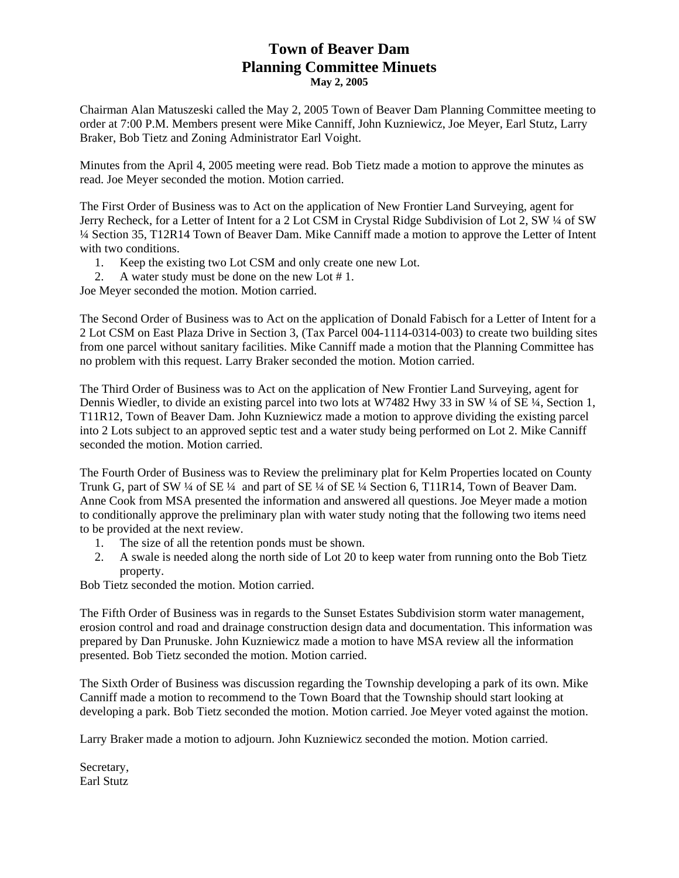# Town of Beaver Dam
# Planning Committee Minuets

**May 2, 2005**

Chairman Alan Matuszeski called the May 2, 2005 Town of Beaver Dam Planning Committee meeting to order at 7:00 P.M. Members present were Mike Canniff, John Kuzniewicz, Joe Meyer, Earl Stutz, Larry Braker, Bob Tietz and Zoning Administrator Earl Voight.

Minutes from the April 4, 2005 meeting were read. Bob Tietz made a motion to approve the minutes as read. Joe Meyer seconded the motion. Motion carried.

The First Order of Business was to Act on the application of New Frontier Land Surveying, agent for Jerry Recheck, for a Letter of Intent for a 2 Lot CSM in Crystal Ridge Subdivision of Lot 2, SW ¼ of SW ¼ Section 35, T12R14 Town of Beaver Dam. Mike Canniff made a motion to approve the Letter of Intent with two conditions.

1. Keep the existing two Lot CSM and only create one new Lot.
2. A water study must be done on the new Lot # 1.

Joe Meyer seconded the motion. Motion carried.

The Second Order of Business was to Act on the application of Donald Fabisch for a Letter of Intent for a 2 Lot CSM on East Plaza Drive in Section 3, (Tax Parcel 004-1114-0314-003) to create two building sites from one parcel without sanitary facilities. Mike Canniff made a motion that the Planning Committee has no problem with this request. Larry Braker seconded the motion. Motion carried.

The Third Order of Business was to Act on the application of New Frontier Land Surveying, agent for Dennis Wiedler, to divide an existing parcel into two lots at W7482 Hwy 33 in SW ¼ of SE ¼, Section 1, T11R12, Town of Beaver Dam. John Kuzniewicz made a motion to approve dividing the existing parcel into 2 Lots subject to an approved septic test and a water study being performed on Lot 2. Mike Canniff seconded the motion. Motion carried.

The Fourth Order of Business was to Review the preliminary plat for Kelm Properties located on County Trunk G, part of SW ¼ of SE ¼ and part of SE ¼ of SE ¼ Section 6, T11R14, Town of Beaver Dam. Anne Cook from MSA presented the information and answered all questions. Joe Meyer made a motion to conditionally approve the preliminary plan with water study noting that the following two items need to be provided at the next review.

1. The size of all the retention ponds must be shown.
2. A swale is needed along the north side of Lot 20 to keep water from running onto the Bob Tietz property.

Bob Tietz seconded the motion. Motion carried.

The Fifth Order of Business was in regards to the Sunset Estates Subdivision storm water management, erosion control and road and drainage construction design data and documentation. This information was prepared by Dan Prunuske. John Kuzniewicz made a motion to have MSA review all the information presented. Bob Tietz seconded the motion. Motion carried.

The Sixth Order of Business was discussion regarding the Township developing a park of its own. Mike Canniff made a motion to recommend to the Town Board that the Township should start looking at developing a park. Bob Tietz seconded the motion. Motion carried. Joe Meyer voted against the motion.

Larry Braker made a motion to adjourn. John Kuzniewicz seconded the motion. Motion carried.

Secretary,
Earl Stutz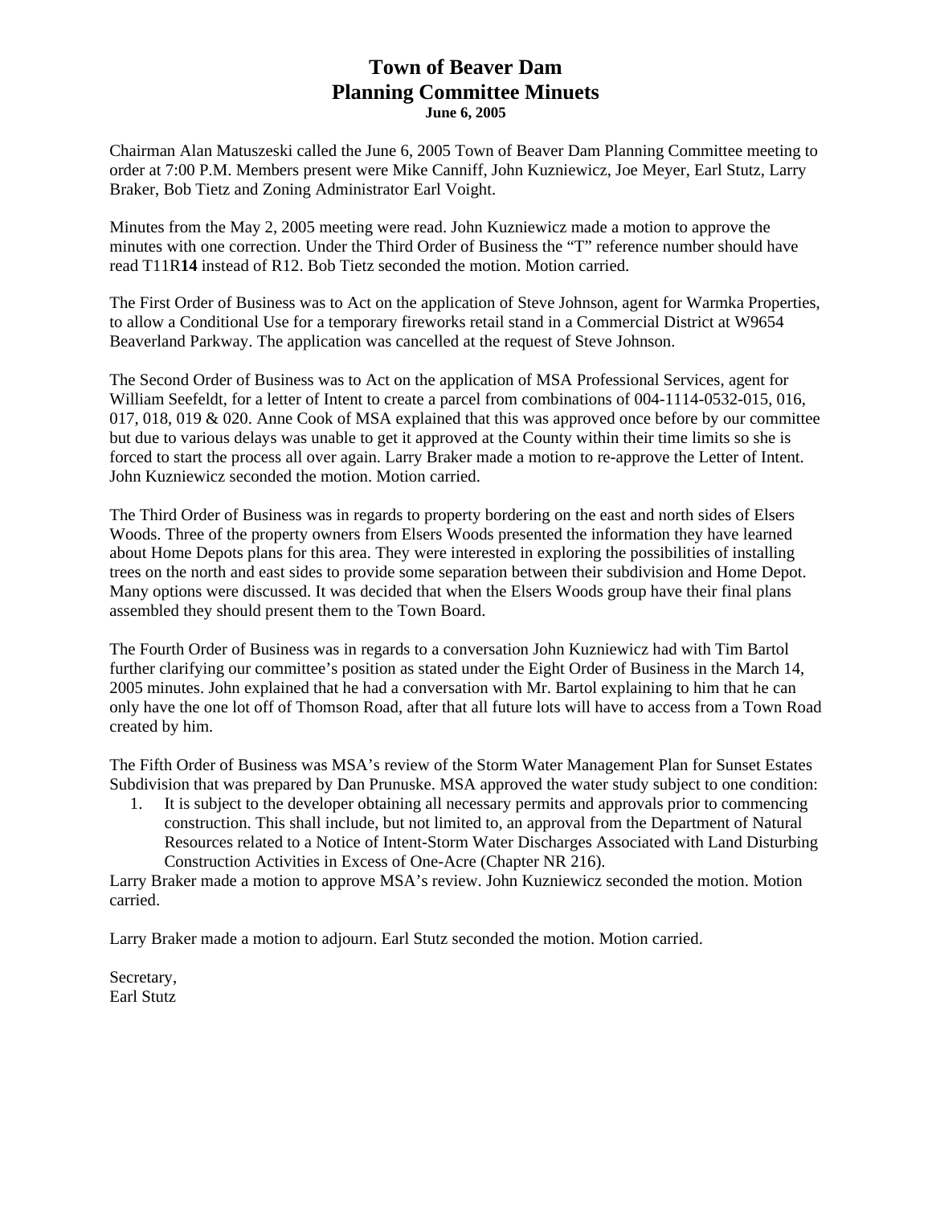# Town of Beaver Dam
## Planning Committee Minuets
**June 6, 2005**

Chairman Alan Matuszeski called the June 6, 2005 Town of Beaver Dam Planning Committee meeting to order at 7:00 P.M. Members present were Mike Canniff, John Kuzniewicz, Joe Meyer, Earl Stutz, Larry Braker, Bob Tietz and Zoning Administrator Earl Voight.

Minutes from the May 2, 2005 meeting were read. John Kuzniewicz made a motion to approve the minutes with one correction. Under the Third Order of Business the "T" reference number should have read T11R**14** instead of R12. Bob Tietz seconded the motion. Motion carried.

The First Order of Business was to Act on the application of Steve Johnson, agent for Warmka Properties, to allow a Conditional Use for a temporary fireworks retail stand in a Commercial District at W9654 Beaverland Parkway. The application was cancelled at the request of Steve Johnson.

The Second Order of Business was to Act on the application of MSA Professional Services, agent for William Seefeldt, for a letter of Intent to create a parcel from combinations of 004-1114-0532-015, 016, 017, 018, 019 & 020. Anne Cook of MSA explained that this was approved once before by our committee but due to various delays was unable to get it approved at the County within their time limits so she is forced to start the process all over again. Larry Braker made a motion to re-approve the Letter of Intent. John Kuzniewicz seconded the motion. Motion carried.

The Third Order of Business was in regards to property bordering on the east and north sides of Elsers Woods. Three of the property owners from Elsers Woods presented the information they have learned about Home Depots plans for this area. They were interested in exploring the possibilities of installing trees on the north and east sides to provide some separation between their subdivision and Home Depot. Many options were discussed. It was decided that when the Elsers Woods group have their final plans assembled they should present them to the Town Board.

The Fourth Order of Business was in regards to a conversation John Kuzniewicz had with Tim Bartol further clarifying our committee's position as stated under the Eight Order of Business in the March 14, 2005 minutes. John explained that he had a conversation with Mr. Bartol explaining to him that he can only have the one lot off of Thomson Road, after that all future lots will have to access from a Town Road created by him.

The Fifth Order of Business was MSA's review of the Storm Water Management Plan for Sunset Estates Subdivision that was prepared by Dan Prunuske. MSA approved the water study subject to one condition:

1. It is subject to the developer obtaining all necessary permits and approvals prior to commencing construction. This shall include, but not limited to, an approval from the Department of Natural Resources related to a Notice of Intent-Storm Water Discharges Associated with Land Disturbing Construction Activities in Excess of One-Acre (Chapter NR 216).

Larry Braker made a motion to approve MSA's review. John Kuzniewicz seconded the motion. Motion carried.

Larry Braker made a motion to adjourn. Earl Stutz seconded the motion. Motion carried.

Secretary,
Earl Stutz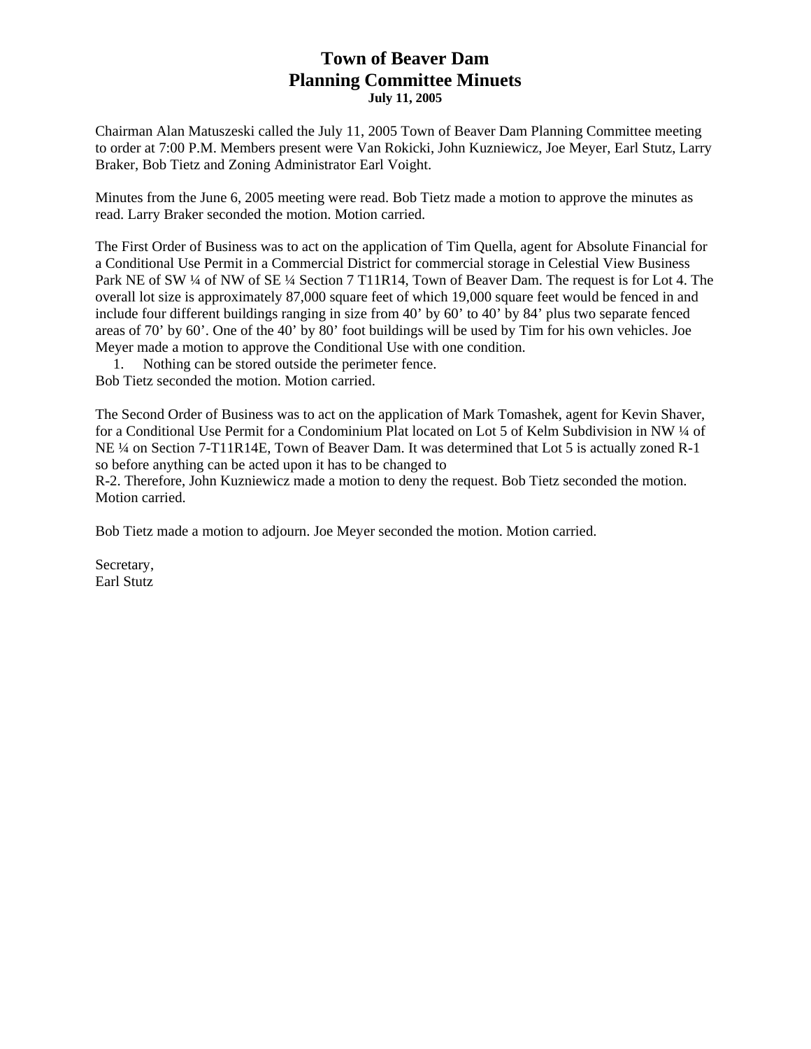# Town of Beaver Dam
# Planning Committee Minuets
**July 11, 2005**

Chairman Alan Matuszeski called the July 11, 2005 Town of Beaver Dam Planning Committee meeting to order at 7:00 P.M. Members present were Van Rokicki, John Kuzniewicz, Joe Meyer, Earl Stutz, Larry Braker, Bob Tietz and Zoning Administrator Earl Voight.

Minutes from the June 6, 2005 meeting were read. Bob Tietz made a motion to approve the minutes as read. Larry Braker seconded the motion. Motion carried.

The First Order of Business was to act on the application of Tim Quella, agent for Absolute Financial for a Conditional Use Permit in a Commercial District for commercial storage in Celestial View Business Park NE of SW ¼ of NW of SE ¼ Section 7 T11R14, Town of Beaver Dam. The request is for Lot 4. The overall lot size is approximately 87,000 square feet of which 19,000 square feet would be fenced in and include four different buildings ranging in size from 40' by 60' to 40' by 84' plus two separate fenced areas of 70' by 60'. One of the 40' by 80' foot buildings will be used by Tim for his own vehicles. Joe Meyer made a motion to approve the Conditional Use with one condition.

1. Nothing can be stored outside the perimeter fence.

Bob Tietz seconded the motion. Motion carried.

The Second Order of Business was to act on the application of Mark Tomashek, agent for Kevin Shaver, for a Conditional Use Permit for a Condominium Plat located on Lot 5 of Kelm Subdivision in NW ¼ of NE ¼ on Section 7-T11R14E, Town of Beaver Dam. It was determined that Lot 5 is actually zoned R-1 so before anything can be acted upon it has to be changed to R-2. Therefore, John Kuzniewicz made a motion to deny the request. Bob Tietz seconded the motion. Motion carried.

Bob Tietz made a motion to adjourn. Joe Meyer seconded the motion. Motion carried.

Secretary,
Earl Stutz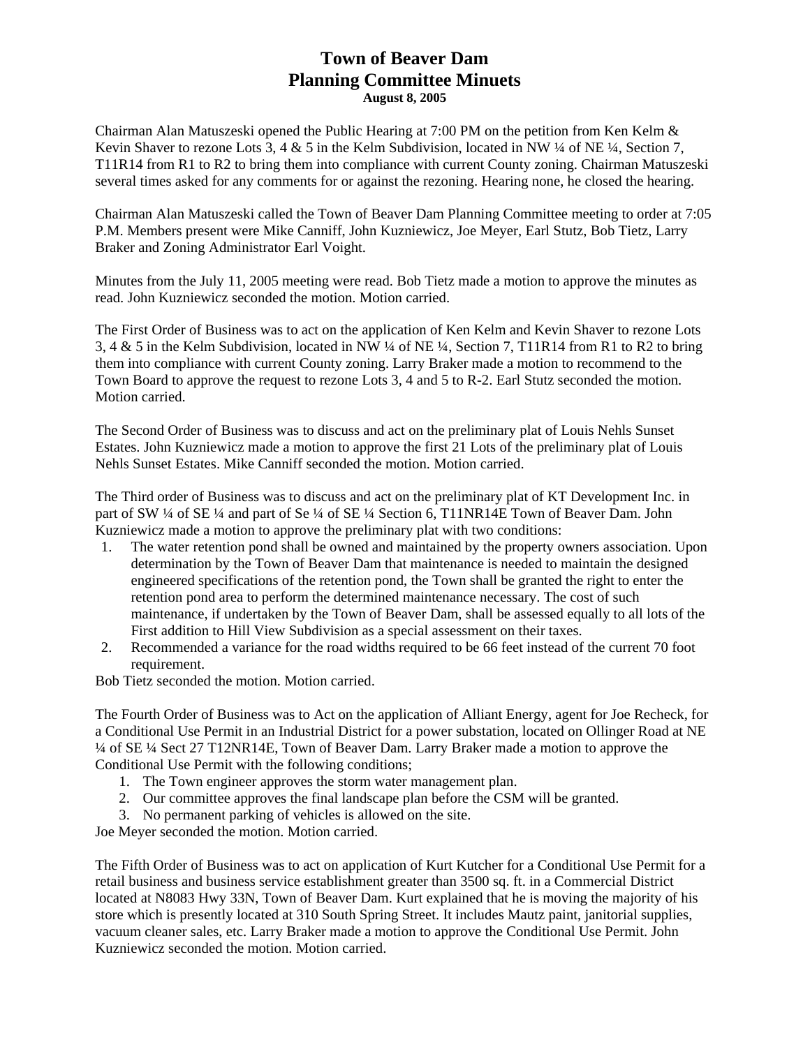# Town of Beaver Dam
# Planning Committee Minuets

**August 8, 2005**

Chairman Alan Matuszeski opened the Public Hearing at 7:00 PM on the petition from Ken Kelm & Kevin Shaver to rezone Lots 3, 4 & 5 in the Kelm Subdivision, located in NW ¼ of NE ¼, Section 7, T11R14 from R1 to R2 to bring them into compliance with current County zoning. Chairman Matuszeski several times asked for any comments for or against the rezoning. Hearing none, he closed the hearing.

Chairman Alan Matuszeski called the Town of Beaver Dam Planning Committee meeting to order at 7:05 P.M. Members present were Mike Canniff, John Kuzniewicz, Joe Meyer, Earl Stutz, Bob Tietz, Larry Braker and Zoning Administrator Earl Voight.

Minutes from the July 11, 2005 meeting were read. Bob Tietz made a motion to approve the minutes as read. John Kuzniewicz seconded the motion. Motion carried.

The First Order of Business was to act on the application of Ken Kelm and Kevin Shaver to rezone Lots 3, 4 & 5 in the Kelm Subdivision, located in NW ¼ of NE ¼, Section 7, T11R14 from R1 to R2 to bring them into compliance with current County zoning. Larry Braker made a motion to recommend to the Town Board to approve the request to rezone Lots 3, 4 and 5 to R-2. Earl Stutz seconded the motion. Motion carried.

The Second Order of Business was to discuss and act on the preliminary plat of Louis Nehls Sunset Estates. John Kuzniewicz made a motion to approve the first 21 Lots of the preliminary plat of Louis Nehls Sunset Estates. Mike Canniff seconded the motion. Motion carried.

The Third order of Business was to discuss and act on the preliminary plat of KT Development Inc. in part of SW ¼ of SE ¼ and part of Se ¼ of SE ¼ Section 6, T11NR14E Town of Beaver Dam. John Kuzniewicz made a motion to approve the preliminary plat with two conditions:

1. The water retention pond shall be owned and maintained by the property owners association. Upon determination by the Town of Beaver Dam that maintenance is needed to maintain the designed engineered specifications of the retention pond, the Town shall be granted the right to enter the retention pond area to perform the determined maintenance necessary. The cost of such maintenance, if undertaken by the Town of Beaver Dam, shall be assessed equally to all lots of the First addition to Hill View Subdivision as a special assessment on their taxes.
2. Recommended a variance for the road widths required to be 66 feet instead of the current 70 foot requirement.

Bob Tietz seconded the motion. Motion carried.

The Fourth Order of Business was to Act on the application of Alliant Energy, agent for Joe Recheck, for a Conditional Use Permit in an Industrial District for a power substation, located on Ollinger Road at NE ¼ of SE ¼ Sect 27 T12NR14E, Town of Beaver Dam. Larry Braker made a motion to approve the Conditional Use Permit with the following conditions;

1. The Town engineer approves the storm water management plan.
2. Our committee approves the final landscape plan before the CSM will be granted.
3. No permanent parking of vehicles is allowed on the site.

Joe Meyer seconded the motion. Motion carried.

The Fifth Order of Business was to act on application of Kurt Kutcher for a Conditional Use Permit for a retail business and business service establishment greater than 3500 sq. ft. in a Commercial District located at N8083 Hwy 33N, Town of Beaver Dam. Kurt explained that he is moving the majority of his store which is presently located at 310 South Spring Street. It includes Mautz paint, janitorial supplies, vacuum cleaner sales, etc. Larry Braker made a motion to approve the Conditional Use Permit. John Kuzniewicz seconded the motion. Motion carried.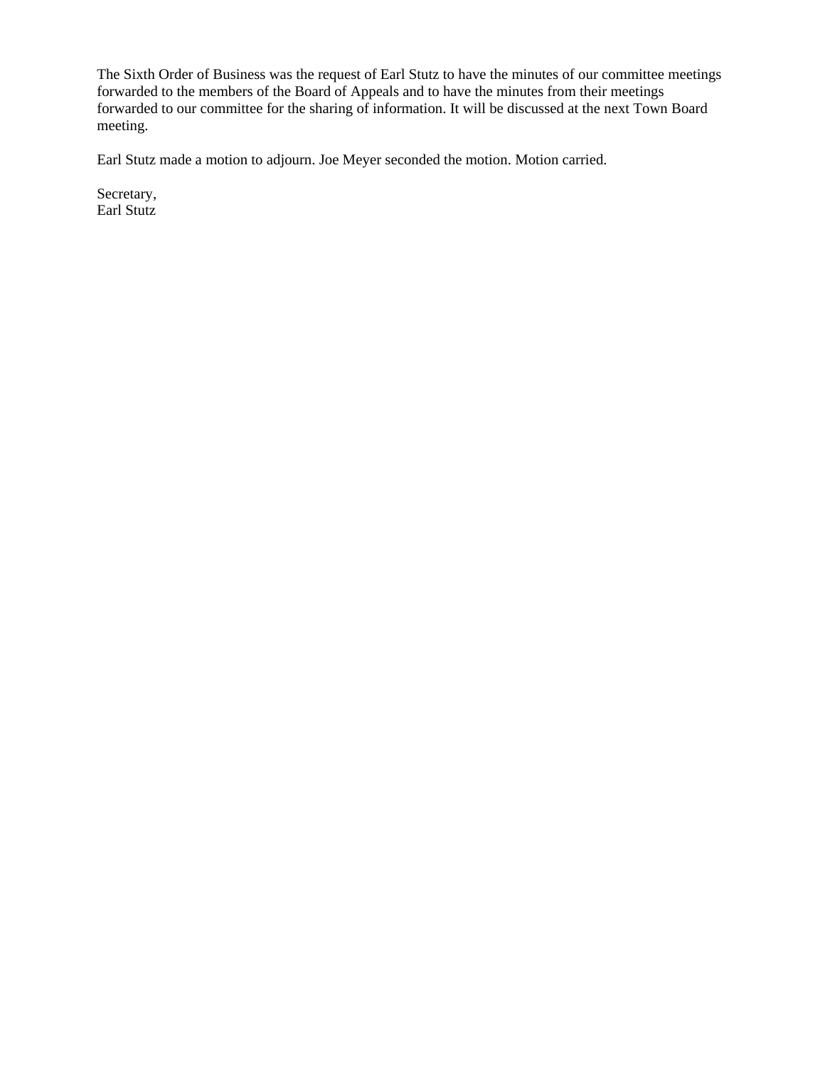The Sixth Order of Business was the request of Earl Stutz to have the minutes of our committee meetings forwarded to the members of the Board of Appeals and to have the minutes from their meetings forwarded to our committee for the sharing of information. It will be discussed at the next Town Board meeting.

Earl Stutz made a motion to adjourn. Joe Meyer seconded the motion. Motion carried.

Secretary,
Earl Stutz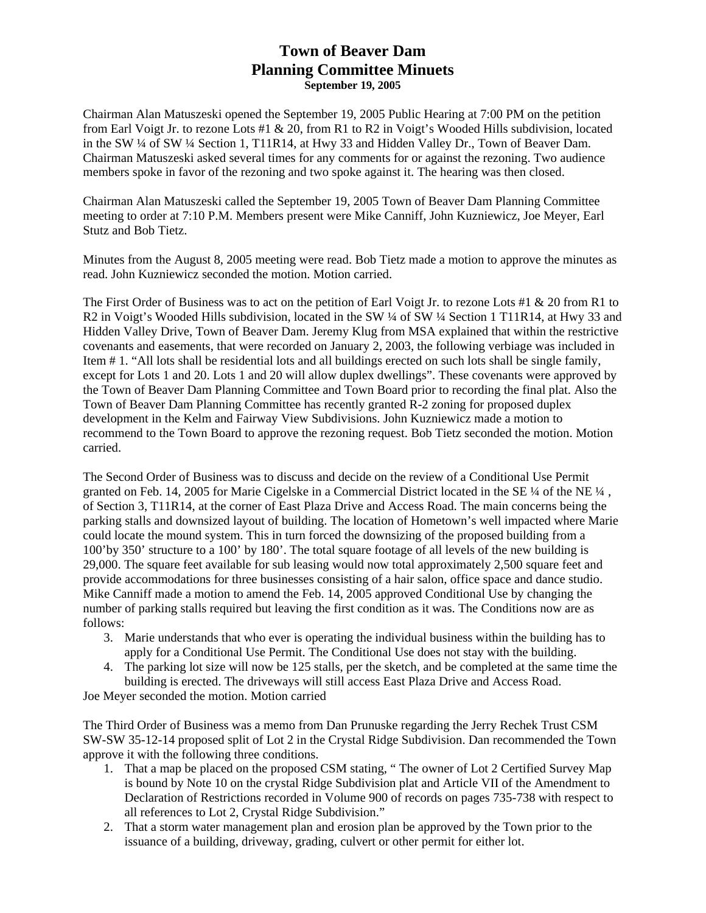# Town of Beaver Dam
# Planning Committee Minuets
**September 19, 2005**

Chairman Alan Matuszeski opened the September 19, 2005 Public Hearing at 7:00 PM on the petition from Earl Voigt Jr. to rezone Lots #1 & 20, from R1 to R2 in Voigt's Wooded Hills subdivision, located in the SW ¼ of SW ¼ Section 1, T11R14, at Hwy 33 and Hidden Valley Dr., Town of Beaver Dam. Chairman Matuszeski asked several times for any comments for or against the rezoning. Two audience members spoke in favor of the rezoning and two spoke against it. The hearing was then closed.

Chairman Alan Matuszeski called the September 19, 2005 Town of Beaver Dam Planning Committee meeting to order at 7:10 P.M. Members present were Mike Canniff, John Kuzniewicz, Joe Meyer, Earl Stutz and Bob Tietz.

Minutes from the August 8, 2005 meeting were read. Bob Tietz made a motion to approve the minutes as read. John Kuzniewicz seconded the motion. Motion carried.

The First Order of Business was to act on the petition of Earl Voigt Jr. to rezone Lots #1 & 20 from R1 to R2 in Voigt's Wooded Hills subdivision, located in the SW ¼ of SW ¼ Section 1 T11R14, at Hwy 33 and Hidden Valley Drive, Town of Beaver Dam. Jeremy Klug from MSA explained that within the restrictive covenants and easements, that were recorded on January 2, 2003, the following verbiage was included in Item # 1. "All lots shall be residential lots and all buildings erected on such lots shall be single family, except for Lots 1 and 20. Lots 1 and 20 will allow duplex dwellings". These covenants were approved by the Town of Beaver Dam Planning Committee and Town Board prior to recording the final plat. Also the Town of Beaver Dam Planning Committee has recently granted R-2 zoning for proposed duplex development in the Kelm and Fairway View Subdivisions. John Kuzniewicz made a motion to recommend to the Town Board to approve the rezoning request. Bob Tietz seconded the motion. Motion carried.

The Second Order of Business was to discuss and decide on the review of a Conditional Use Permit granted on Feb. 14, 2005 for Marie Cigelske in a Commercial District located in the SE ¼ of the NE ¼ , of Section 3, T11R14, at the corner of East Plaza Drive and Access Road. The main concerns being the parking stalls and downsized layout of building. The location of Hometown's well impacted where Marie could locate the mound system. This in turn forced the downsizing of the proposed building from a 100'by 350' structure to a 100' by 180'. The total square footage of all levels of the new building is 29,000. The square feet available for sub leasing would now total approximately 2,500 square feet and provide accommodations for three businesses consisting of a hair salon, office space and dance studio. Mike Canniff made a motion to amend the Feb. 14, 2005 approved Conditional Use by changing the number of parking stalls required but leaving the first condition as it was. The Conditions now are as follows:

3. Marie understands that who ever is operating the individual business within the building has to apply for a Conditional Use Permit. The Conditional Use does not stay with the building.
4. The parking lot size will now be 125 stalls, per the sketch, and be completed at the same time the building is erected. The driveways will still access East Plaza Drive and Access Road.

Joe Meyer seconded the motion. Motion carried

The Third Order of Business was a memo from Dan Prunuske regarding the Jerry Rechek Trust CSM SW-SW 35-12-14 proposed split of Lot 2 in the Crystal Ridge Subdivision. Dan recommended the Town approve it with the following three conditions.

1. That a map be placed on the proposed CSM stating, " The owner of Lot 2 Certified Survey Map is bound by Note 10 on the crystal Ridge Subdivision plat and Article VII of the Amendment to Declaration of Restrictions recorded in Volume 900 of records on pages 735-738 with respect to all references to Lot 2, Crystal Ridge Subdivision."
2. That a storm water management plan and erosion plan be approved by the Town prior to the issuance of a building, driveway, grading, culvert or other permit for either lot.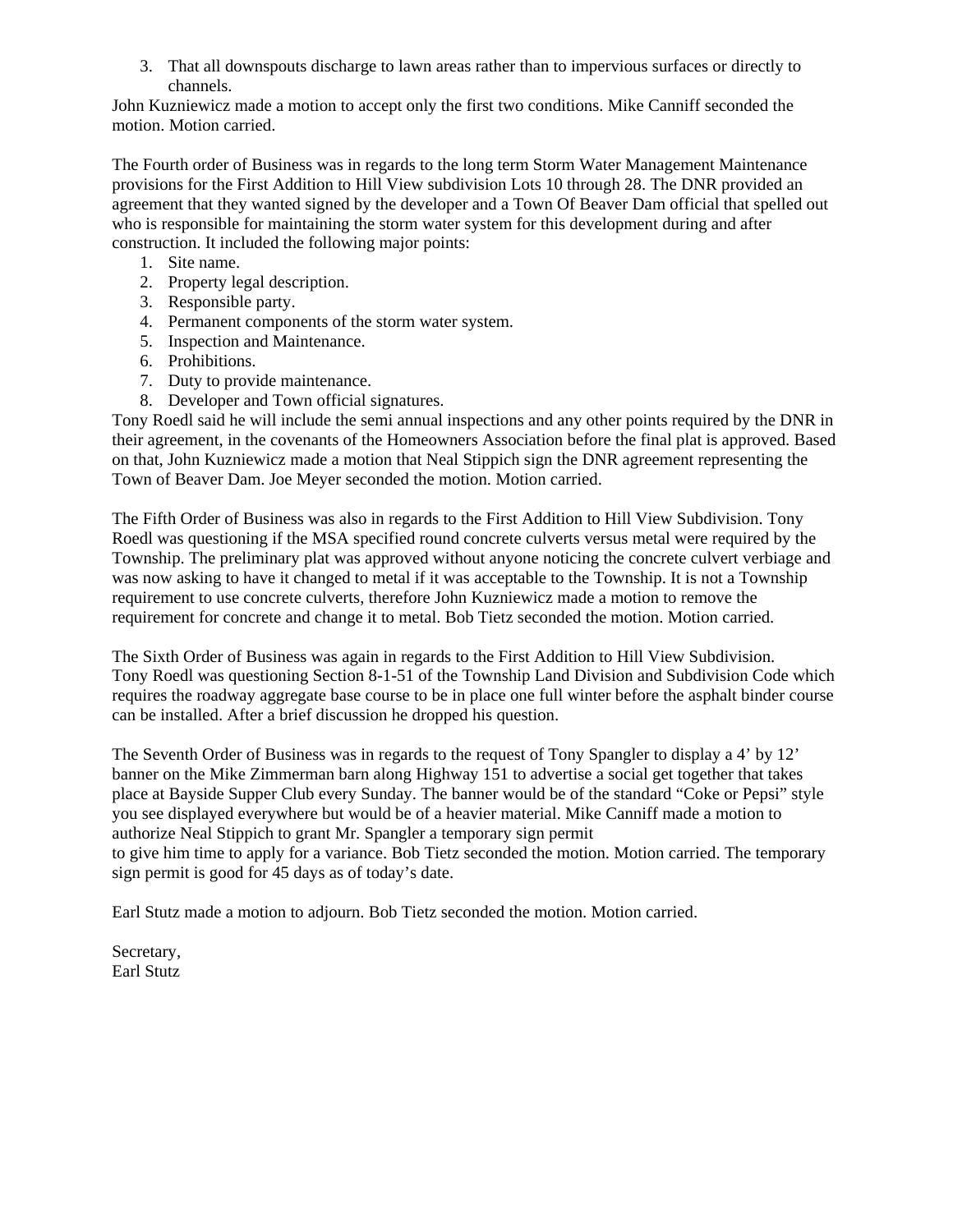3. That all downspouts discharge to lawn areas rather than to impervious surfaces or directly to channels.

John Kuzniewicz made a motion to accept only the first two conditions. Mike Canniff seconded the motion. Motion carried.

The Fourth order of Business was in regards to the long term Storm Water Management Maintenance provisions for the First Addition to Hill View subdivision Lots 10 through 28. The DNR provided an agreement that they wanted signed by the developer and a Town Of Beaver Dam official that spelled out who is responsible for maintaining the storm water system for this development during and after construction. It included the following major points:

1. Site name.
2. Property legal description.
3. Responsible party.
4. Permanent components of the storm water system.
5. Inspection and Maintenance.
6. Prohibitions.
7. Duty to provide maintenance.
8. Developer and Town official signatures.

Tony Roedl said he will include the semi annual inspections and any other points required by the DNR in their agreement, in the covenants of the Homeowners Association before the final plat is approved. Based on that, John Kuzniewicz made a motion that Neal Stippich sign the DNR agreement representing the Town of Beaver Dam. Joe Meyer seconded the motion. Motion carried.

The Fifth Order of Business was also in regards to the First Addition to Hill View Subdivision. Tony Roedl was questioning if the MSA specified round concrete culverts versus metal were required by the Township. The preliminary plat was approved without anyone noticing the concrete culvert verbiage and was now asking to have it changed to metal if it was acceptable to the Township. It is not a Township requirement to use concrete culverts, therefore John Kuzniewicz made a motion to remove the requirement for concrete and change it to metal. Bob Tietz seconded the motion. Motion carried.

The Sixth Order of Business was again in regards to the First Addition to Hill View Subdivision. Tony Roedl was questioning Section 8-1-51 of the Township Land Division and Subdivision Code which requires the roadway aggregate base course to be in place one full winter before the asphalt binder course can be installed. After a brief discussion he dropped his question.

The Seventh Order of Business was in regards to the request of Tony Spangler to display a 4' by 12' banner on the Mike Zimmerman barn along Highway 151 to advertise a social get together that takes place at Bayside Supper Club every Sunday. The banner would be of the standard "Coke or Pepsi" style you see displayed everywhere but would be of a heavier material. Mike Canniff made a motion to authorize Neal Stippich to grant Mr. Spangler a temporary sign permit to give him time to apply for a variance. Bob Tietz seconded the motion. Motion carried. The temporary sign permit is good for 45 days as of today's date.

Earl Stutz made a motion to adjourn. Bob Tietz seconded the motion. Motion carried.

Secretary,
Earl Stutz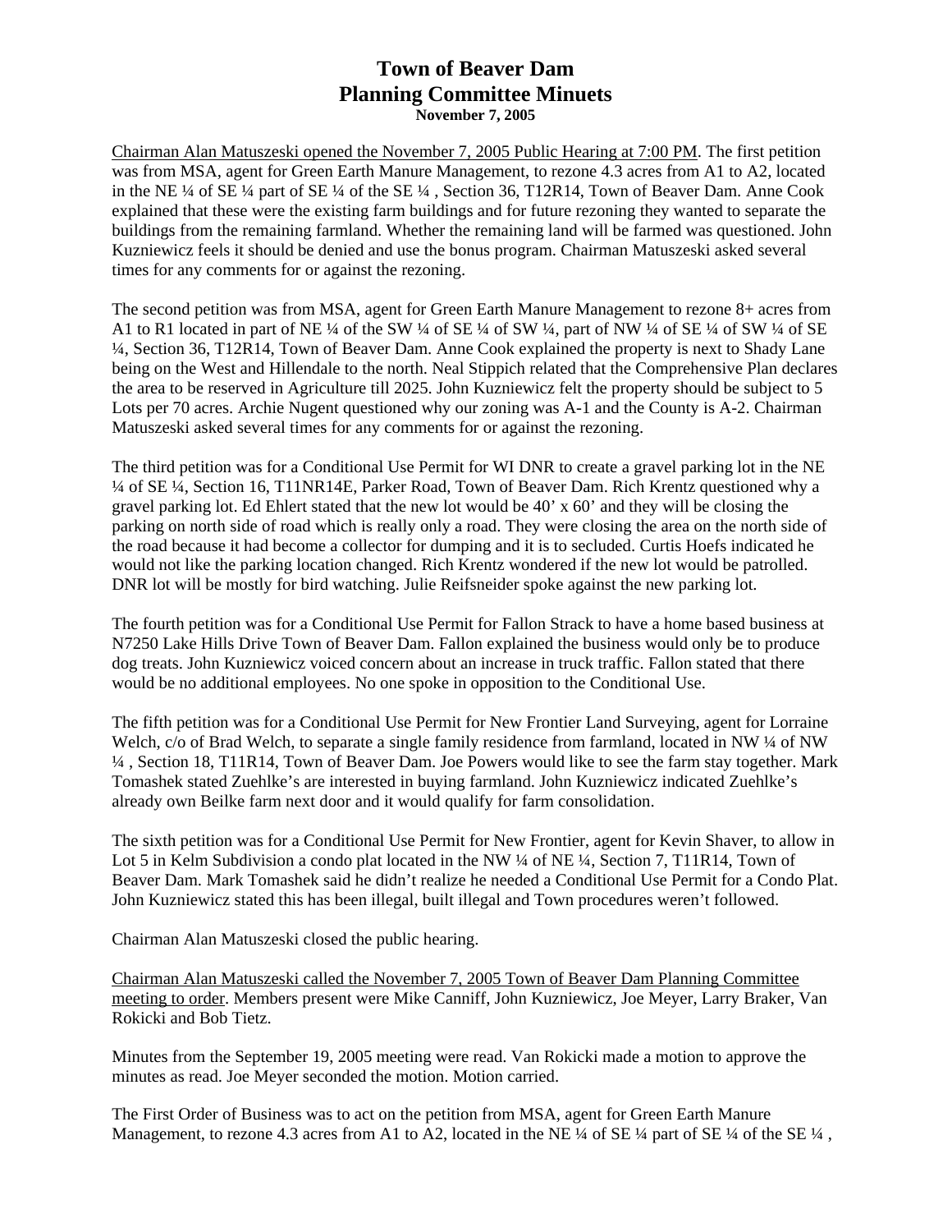# Town of Beaver Dam
# Planning Committee Minuets
**November 7, 2005**

<u>Chairman Alan Matuszeski opened the November 7, 2005 Public Hearing at 7:00 PM</u>. The first petition was from MSA, agent for Green Earth Manure Management, to rezone 4.3 acres from A1 to A2, located in the NE ¼ of SE ¼ part of SE ¼ of the SE ¼ , Section 36, T12R14, Town of Beaver Dam. Anne Cook explained that these were the existing farm buildings and for future rezoning they wanted to separate the buildings from the remaining farmland. Whether the remaining land will be farmed was questioned. John Kuzniewicz feels it should be denied and use the bonus program. Chairman Matuszeski asked several times for any comments for or against the rezoning.

The second petition was from MSA, agent for Green Earth Manure Management to rezone 8+ acres from A1 to R1 located in part of NE ¼ of the SW ¼ of SE ¼ of SW ¼, part of NW ¼ of SE ¼ of SW ¼ of SE ¼, Section 36, T12R14, Town of Beaver Dam. Anne Cook explained the property is next to Shady Lane being on the West and Hillendale to the north. Neal Stippich related that the Comprehensive Plan declares the area to be reserved in Agriculture till 2025. John Kuzniewicz felt the property should be subject to 5 Lots per 70 acres. Archie Nugent questioned why our zoning was A-1 and the County is A-2. Chairman Matuszeski asked several times for any comments for or against the rezoning.

The third petition was for a Conditional Use Permit for WI DNR to create a gravel parking lot in the NE ¼ of SE ¼, Section 16, T11NR14E, Parker Road, Town of Beaver Dam. Rich Krentz questioned why a gravel parking lot. Ed Ehlert stated that the new lot would be 40' x 60' and they will be closing the parking on north side of road which is really only a road. They were closing the area on the north side of the road because it had become a collector for dumping and it is to secluded. Curtis Hoefs indicated he would not like the parking location changed. Rich Krentz wondered if the new lot would be patrolled. DNR lot will be mostly for bird watching. Julie Reifsneider spoke against the new parking lot.

The fourth petition was for a Conditional Use Permit for Fallon Strack to have a home based business at N7250 Lake Hills Drive Town of Beaver Dam. Fallon explained the business would only be to produce dog treats. John Kuzniewicz voiced concern about an increase in truck traffic. Fallon stated that there would be no additional employees. No one spoke in opposition to the Conditional Use.

The fifth petition was for a Conditional Use Permit for New Frontier Land Surveying, agent for Lorraine Welch, c/o of Brad Welch, to separate a single family residence from farmland, located in NW ¼ of NW ¼ , Section 18, T11R14, Town of Beaver Dam. Joe Powers would like to see the farm stay together. Mark Tomashek stated Zuehlke's are interested in buying farmland. John Kuzniewicz indicated Zuehlke's already own Beilke farm next door and it would qualify for farm consolidation.

The sixth petition was for a Conditional Use Permit for New Frontier, agent for Kevin Shaver, to allow in Lot 5 in Kelm Subdivision a condo plat located in the NW ¼ of NE ¼, Section 7, T11R14, Town of Beaver Dam. Mark Tomashek said he didn't realize he needed a Conditional Use Permit for a Condo Plat. John Kuzniewicz stated this has been illegal, built illegal and Town procedures weren't followed.

Chairman Alan Matuszeski closed the public hearing.

<u>Chairman Alan Matuszeski called the November 7, 2005 Town of Beaver Dam Planning Committee meeting to order</u>. Members present were Mike Canniff, John Kuzniewicz, Joe Meyer, Larry Braker, Van Rokicki and Bob Tietz.

Minutes from the September 19, 2005 meeting were read. Van Rokicki made a motion to approve the minutes as read. Joe Meyer seconded the motion. Motion carried.

The First Order of Business was to act on the petition from MSA, agent for Green Earth Manure Management, to rezone 4.3 acres from A1 to A2, located in the NE ¼ of SE ¼ part of SE ¼ of the SE ¼ ,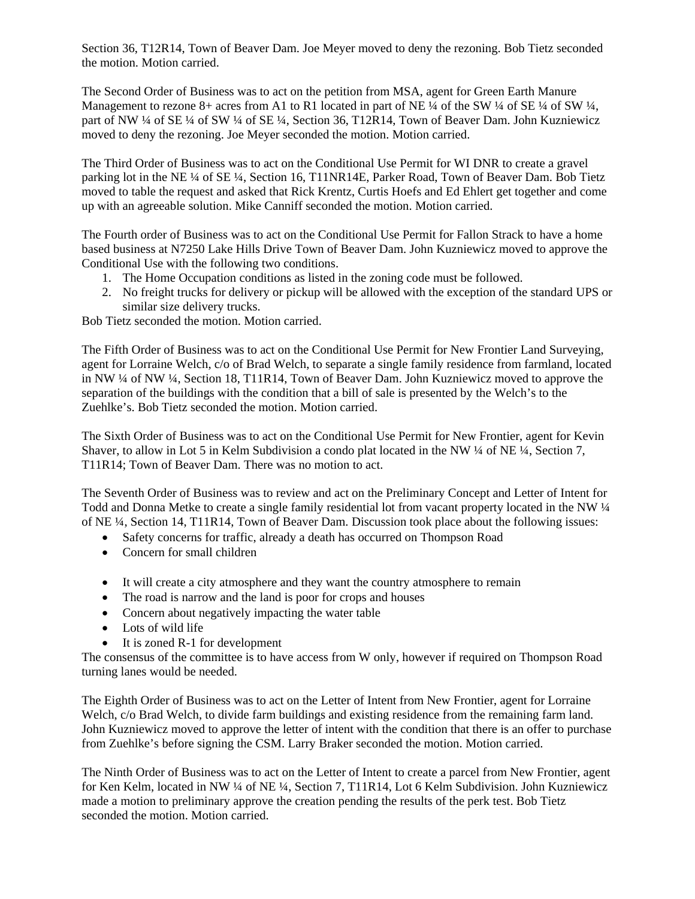Section 36, T12R14, Town of Beaver Dam. Joe Meyer moved to deny the rezoning. Bob Tietz seconded the motion. Motion carried.

The Second Order of Business was to act on the petition from MSA, agent for Green Earth Manure Management to rezone 8+ acres from A1 to R1 located in part of NE ¼ of the SW ¼ of SE ¼ of SW ¼, part of NW ¼ of SE ¼ of SW ¼ of SE ¼, Section 36, T12R14, Town of Beaver Dam. John Kuzniewicz moved to deny the rezoning. Joe Meyer seconded the motion. Motion carried.

The Third Order of Business was to act on the Conditional Use Permit for WI DNR to create a gravel parking lot in the NE ¼ of SE ¼, Section 16, T11NR14E, Parker Road, Town of Beaver Dam. Bob Tietz moved to table the request and asked that Rick Krentz, Curtis Hoefs and Ed Ehlert get together and come up with an agreeable solution. Mike Canniff seconded the motion. Motion carried.

The Fourth order of Business was to act on the Conditional Use Permit for Fallon Strack to have a home based business at N7250 Lake Hills Drive Town of Beaver Dam. John Kuzniewicz moved to approve the Conditional Use with the following two conditions.

1. The Home Occupation conditions as listed in the zoning code must be followed.
2. No freight trucks for delivery or pickup will be allowed with the exception of the standard UPS or similar size delivery trucks.

Bob Tietz seconded the motion. Motion carried.

The Fifth Order of Business was to act on the Conditional Use Permit for New Frontier Land Surveying, agent for Lorraine Welch, c/o of Brad Welch, to separate a single family residence from farmland, located in NW ¼ of NW ¼, Section 18, T11R14, Town of Beaver Dam. John Kuzniewicz moved to approve the separation of the buildings with the condition that a bill of sale is presented by the Welch's to the Zuehlke's. Bob Tietz seconded the motion. Motion carried.

The Sixth Order of Business was to act on the Conditional Use Permit for New Frontier, agent for Kevin Shaver, to allow in Lot 5 in Kelm Subdivision a condo plat located in the NW ¼ of NE ¼, Section 7, T11R14; Town of Beaver Dam. There was no motion to act.

The Seventh Order of Business was to review and act on the Preliminary Concept and Letter of Intent for Todd and Donna Metke to create a single family residential lot from vacant property located in the NW ¼ of NE ¼, Section 14, T11R14, Town of Beaver Dam. Discussion took place about the following issues:

- Safety concerns for traffic, already a death has occurred on Thompson Road
- Concern for small children
- It will create a city atmosphere and they want the country atmosphere to remain
- The road is narrow and the land is poor for crops and houses
- Concern about negatively impacting the water table
- Lots of wild life
- It is zoned R-1 for development

The consensus of the committee is to have access from W only, however if required on Thompson Road turning lanes would be needed.

The Eighth Order of Business was to act on the Letter of Intent from New Frontier, agent for Lorraine Welch, c/o Brad Welch, to divide farm buildings and existing residence from the remaining farm land. John Kuzniewicz moved to approve the letter of intent with the condition that there is an offer to purchase from Zuehlke's before signing the CSM. Larry Braker seconded the motion. Motion carried.

The Ninth Order of Business was to act on the Letter of Intent to create a parcel from New Frontier, agent for Ken Kelm, located in NW ¼ of NE ¼, Section 7, T11R14, Lot 6 Kelm Subdivision. John Kuzniewicz made a motion to preliminary approve the creation pending the results of the perk test. Bob Tietz seconded the motion. Motion carried.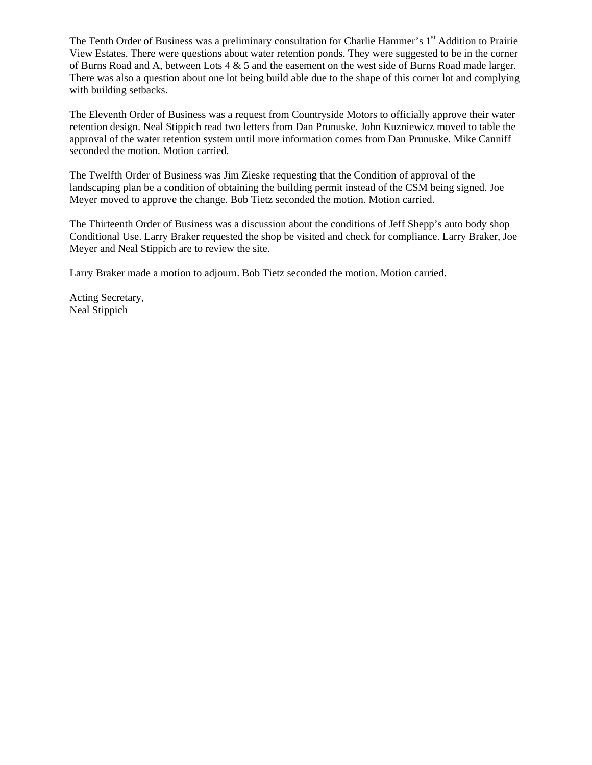The Tenth Order of Business was a preliminary consultation for Charlie Hammer's 1st Addition to Prairie View Estates. There were questions about water retention ponds. They were suggested to be in the corner of Burns Road and A, between Lots 4 & 5 and the easement on the west side of Burns Road made larger. There was also a question about one lot being build able due to the shape of this corner lot and complying with building setbacks.

The Eleventh Order of Business was a request from Countryside Motors to officially approve their water retention design. Neal Stippich read two letters from Dan Prunuske. John Kuzniewicz moved to table the approval of the water retention system until more information comes from Dan Prunuske. Mike Canniff seconded the motion. Motion carried.

The Twelfth Order of Business was Jim Zieske requesting that the Condition of approval of the landscaping plan be a condition of obtaining the building permit instead of the CSM being signed. Joe Meyer moved to approve the change. Bob Tietz seconded the motion. Motion carried.

The Thirteenth Order of Business was a discussion about the conditions of Jeff Shepp's auto body shop Conditional Use. Larry Braker requested the shop be visited and check for compliance. Larry Braker, Joe Meyer and Neal Stippich are to review the site.

Larry Braker made a motion to adjourn. Bob Tietz seconded the motion. Motion carried.

Acting Secretary,
Neal Stippich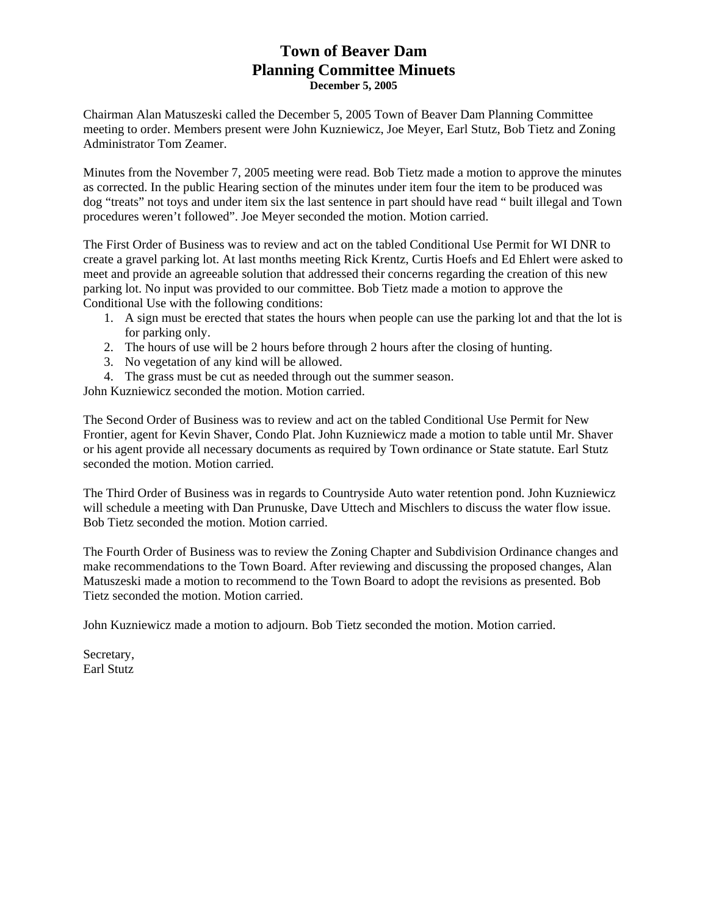# Town of Beaver Dam
# Planning Committee Minuets
**December 5, 2005**

Chairman Alan Matuszeski called the December 5, 2005 Town of Beaver Dam Planning Committee meeting to order. Members present were John Kuzniewicz, Joe Meyer, Earl Stutz, Bob Tietz and Zoning Administrator Tom Zeamer.

Minutes from the November 7, 2005 meeting were read. Bob Tietz made a motion to approve the minutes as corrected. In the public Hearing section of the minutes under item four the item to be produced was dog "treats" not toys and under item six the last sentence in part should have read " built illegal and Town procedures weren't followed". Joe Meyer seconded the motion. Motion carried.

The First Order of Business was to review and act on the tabled Conditional Use Permit for WI DNR to create a gravel parking lot. At last months meeting Rick Krentz, Curtis Hoefs and Ed Ehlert were asked to meet and provide an agreeable solution that addressed their concerns regarding the creation of this new parking lot. No input was provided to our committee. Bob Tietz made a motion to approve the Conditional Use with the following conditions:

1. A sign must be erected that states the hours when people can use the parking lot and that the lot is for parking only.
2. The hours of use will be 2 hours before through 2 hours after the closing of hunting.
3. No vegetation of any kind will be allowed.
4. The grass must be cut as needed through out the summer season.

John Kuzniewicz seconded the motion. Motion carried.

The Second Order of Business was to review and act on the tabled Conditional Use Permit for New Frontier, agent for Kevin Shaver, Condo Plat. John Kuzniewicz made a motion to table until Mr. Shaver or his agent provide all necessary documents as required by Town ordinance or State statute. Earl Stutz seconded the motion. Motion carried.

The Third Order of Business was in regards to Countryside Auto water retention pond. John Kuzniewicz will schedule a meeting with Dan Prunuske, Dave Uttech and Mischlers to discuss the water flow issue. Bob Tietz seconded the motion. Motion carried.

The Fourth Order of Business was to review the Zoning Chapter and Subdivision Ordinance changes and make recommendations to the Town Board. After reviewing and discussing the proposed changes, Alan Matuszeski made a motion to recommend to the Town Board to adopt the revisions as presented. Bob Tietz seconded the motion. Motion carried.

John Kuzniewicz made a motion to adjourn. Bob Tietz seconded the motion. Motion carried.

Secretary,
Earl Stutz